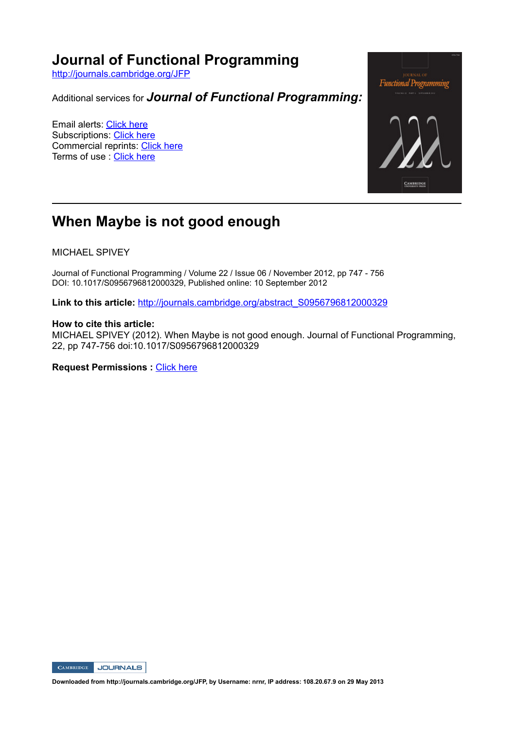# Journal of Functional Programming

http://journals.cambridge.org/JFP

Additional services for ***Journal of Functional Programming:***

Email alerts: Click here
Subscriptions: Click here
Commercial reprints: Click here
Terms of use : Click here

---

## When Maybe is not good enough

MICHAEL SPIVEY

Journal of Functional Programming / Volume 22 / Issue 06 / November 2012, pp 747 - 756
DOI: 10.1017/S0956796812000329, Published online: 10 September 2012

**Link to this article:** http://journals.cambridge.org/abstract_S0956796812000329

**How to cite this article:**
MICHAEL SPIVEY (2012). When Maybe is not good enough. Journal of Functional Programming, 22, pp 747-756 doi:10.1017/S0956796812000329

**Request Permissions :** Click here

CAMBRIDGE JOURNALS

**Downloaded from http://journals.cambridge.org/JFP, by Username: nrnr, IP address: 108.20.67.9 on 29 May 2013**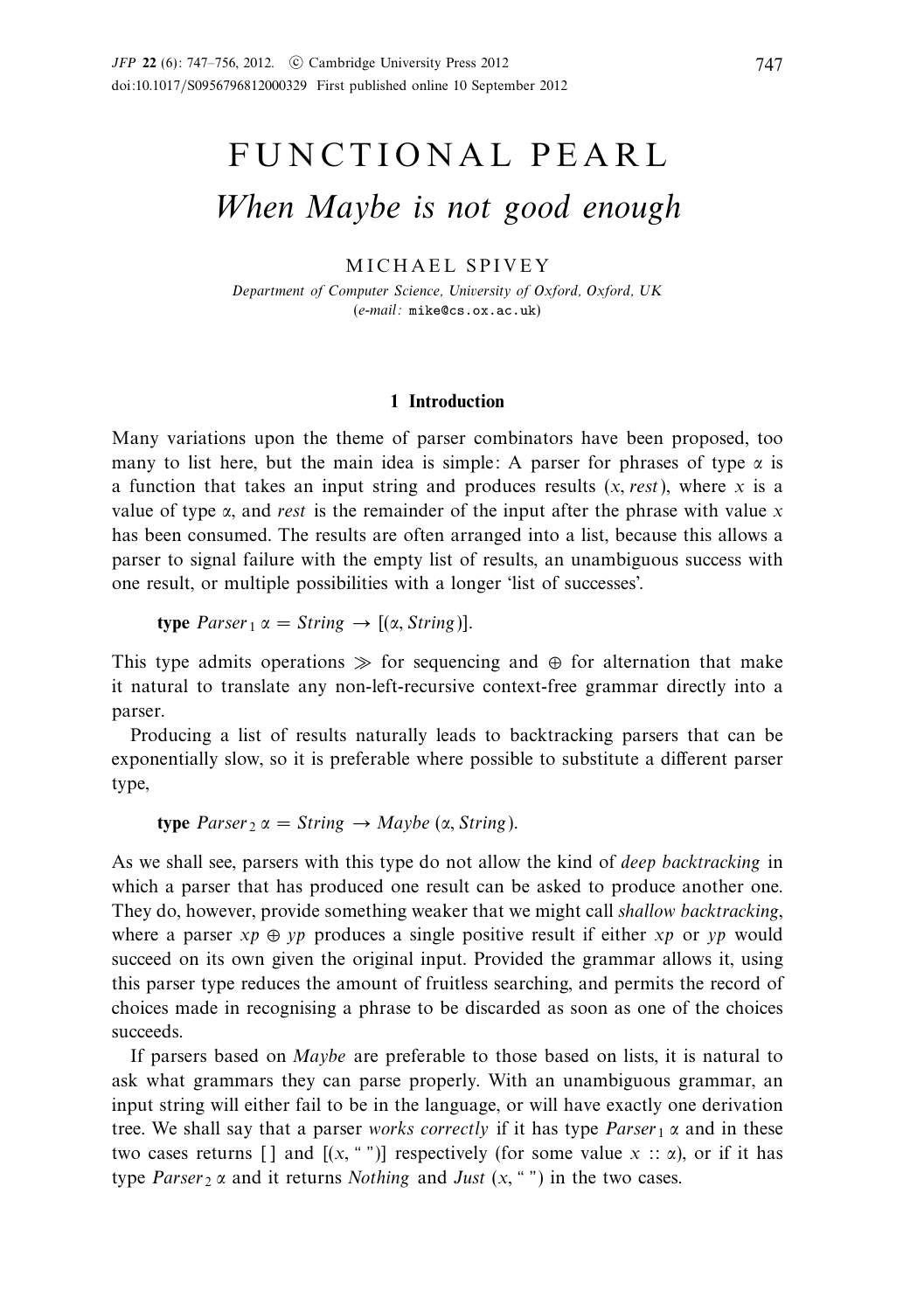# FUNCTIONAL PEARL

## *When Maybe is not good enough*

MICHAEL SPIVEY

*Department of Computer Science, University of Oxford, Oxford, UK*
(*e-mail:* mike@cs.ox.ac.uk)

### 1 Introduction

Many variations upon the theme of parser combinators have been proposed, too many to list here, but the main idea is simple: A parser for phrases of type $\alpha$ is a function that takes an input string and produces results $(x, \mathit{rest})$, where $x$ is a value of type $\alpha$, and *rest* is the remainder of the input after the phrase with value $x$ has been consumed. The results are often arranged into a list, because this allows a parser to signal failure with the empty list of results, an unambiguous success with one result, or multiple possibilities with a longer 'list of successes'.

$$\textbf{type}\ \mathit{Parser}_1\ \alpha = \mathit{String} \rightarrow [(\alpha, \mathit{String})].$$

This type admits operations $\gg$ for sequencing and $\oplus$ for alternation that make it natural to translate any non-left-recursive context-free grammar directly into a parser.

Producing a list of results naturally leads to backtracking parsers that can be exponentially slow, so it is preferable where possible to substitute a different parser type,

$$\textbf{type}\ \mathit{Parser}_2\ \alpha = \mathit{String} \rightarrow \mathit{Maybe}\ (\alpha, \mathit{String}).$$

As we shall see, parsers with this type do not allow the kind of *deep backtracking* in which a parser that has produced one result can be asked to produce another one. They do, however, provide something weaker that we might call *shallow backtracking*, where a parser $xp \oplus yp$ produces a single positive result if either $xp$ or $yp$ would succeed on its own given the original input. Provided the grammar allows it, using this parser type reduces the amount of fruitless searching, and permits the record of choices made in recognising a phrase to be discarded as soon as one of the choices succeeds.

If parsers based on *Maybe* are preferable to those based on lists, it is natural to ask what grammars they can parse properly. With an unambiguous grammar, an input string will either fail to be in the language, or will have exactly one derivation tree. We shall say that a parser *works correctly* if it has type $\mathit{Parser}_1\ \alpha$ and in these two cases returns $[\,]$ and $[(x, \text{""})]$ respectively (for some value $x :: \alpha$), or if it has type $\mathit{Parser}_2\ \alpha$ and it returns *Nothing* and $\mathit{Just}\ (x, \text{""})$ in the two cases.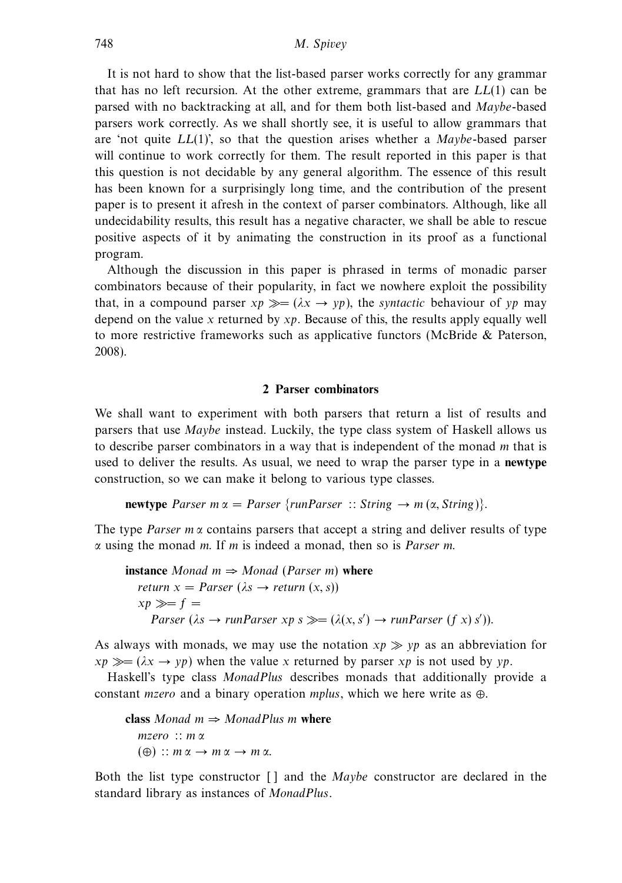It is not hard to show that the list-based parser works correctly for any grammar that has no left recursion. At the other extreme, grammars that are $LL(1)$ can be parsed with no backtracking at all, and for them both list-based and *Maybe*-based parsers work correctly. As we shall shortly see, it is useful to allow grammars that are 'not quite $LL(1)$', so that the question arises whether a *Maybe*-based parser will continue to work correctly for them. The result reported in this paper is that this question is not decidable by any general algorithm. The essence of this result has been known for a surprisingly long time, and the contribution of the present paper is to present it afresh in the context of parser combinators. Although, like all undecidability results, this result has a negative character, we shall be able to rescue positive aspects of it by animating the construction in its proof as a functional program.

Although the discussion in this paper is phrased in terms of monadic parser combinators because of their popularity, in fact we nowhere exploit the possibility that, in a compound parser $xp \gg\!= (\lambda x \rightarrow yp)$, the *syntactic* behaviour of $yp$ may depend on the value $x$ returned by $xp$. Because of this, the results apply equally well to more restrictive frameworks such as applicative functors (McBride & Paterson, 2008).

## 2 Parser combinators

We shall want to experiment with both parsers that return a list of results and parsers that use *Maybe* instead. Luckily, the type class system of Haskell allows us to describe parser combinators in a way that is independent of the monad $m$ that is used to deliver the results. As usual, we need to wrap the parser type in a **newtype** construction, so we can make it belong to various type classes.

```
newtype Parser m α = Parser {runParser :: String → m (α, String)}.
```

The type $Parser\ m\ \alpha$ contains parsers that accept a string and deliver results of type $\alpha$ using the monad $m$. If $m$ is indeed a monad, then so is $Parser\ m$.

```
instance Monad m ⇒ Monad (Parser m) where
  return x = Parser (λs → return (x, s))
  xp >>= f =
    Parser (λs → runParser xp s >>= (λ(x, s′) → runParser (f x) s′)).
```

As always with monads, we may use the notation $xp \gg yp$ as an abbreviation for $xp \gg\!= (\lambda x \rightarrow yp)$ when the value $x$ returned by parser $xp$ is not used by $yp$.

Haskell's type class *MonadPlus* describes monads that additionally provide a constant *mzero* and a binary operation *mplus*, which we here write as $\oplus$.

```
class Monad m ⇒ MonadPlus m where
  mzero :: m α
  (⊕) :: m α → m α → m α.
```

Both the list type constructor [ ] and the *Maybe* constructor are declared in the standard library as instances of *MonadPlus*.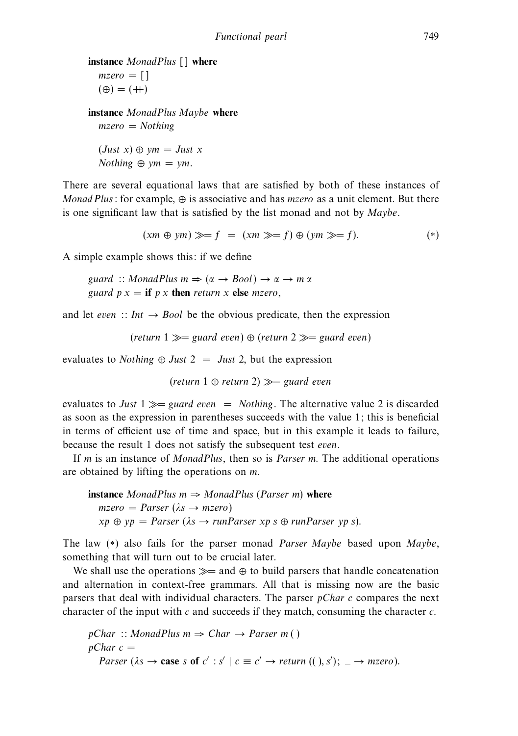```
instance MonadPlus [ ] where
  mzero = [ ]
  (⊕) = (++)

instance MonadPlus Maybe where
  mzero = Nothing

  (Just x) ⊕ ym = Just x
  Nothing ⊕ ym = ym.
```

There are several equational laws that are satisfied by both of these instances of *MonadPlus*: for example, ⊕ is associative and has *mzero* as a unit element. But there is one significant law that is satisfied by the list monad and not by *Maybe*.

$$(xm \oplus ym) \gg\!\!= f \;\; = \;\; (xm \gg\!\!= f) \oplus (ym \gg\!\!= f). \qquad (*)$$

A simple example shows this: if we define

```
guard :: MonadPlus m ⇒ (α → Bool) → α → m α
guard p x = if p x then return x else mzero,
```

and let *even* :: *Int* → *Bool* be the obvious predicate, then the expression

$$(return\ 1 \gg\!\!= guard\ even) \oplus (return\ 2 \gg\!\!= guard\ even)$$

evaluates to *Nothing* ⊕ *Just* 2 = *Just* 2, but the expression

$$(return\ 1 \oplus return\ 2) \gg\!\!= guard\ even$$

evaluates to *Just* 1 ≫= *guard even* = *Nothing*. The alternative value 2 is discarded as soon as the expression in parentheses succeeds with the value 1; this is beneficial in terms of efficient use of time and space, but in this example it leads to failure, because the result 1 does not satisfy the subsequent test *even*.

If *m* is an instance of *MonadPlus*, then so is *Parser m*. The additional operations are obtained by lifting the operations on *m*.

```
instance MonadPlus m ⇒ MonadPlus (Parser m) where
  mzero = Parser (λs → mzero)
  xp ⊕ yp = Parser (λs → runParser xp s ⊕ runParser yp s).
```

The law (*) also fails for the parser monad *Parser Maybe* based upon *Maybe*, something that will turn out to be crucial later.

We shall use the operations ≫= and ⊕ to build parsers that handle concatenation and alternation in context-free grammars. All that is missing now are the basic parsers that deal with individual characters. The parser *pChar c* compares the next character of the input with *c* and succeeds if they match, consuming the character *c*.

```
pChar :: MonadPlus m ⇒ Char → Parser m ()
pChar c =
  Parser (λs → case s of c′ : s′ | c ≡ c′ → return ((), s′); _ → mzero).
```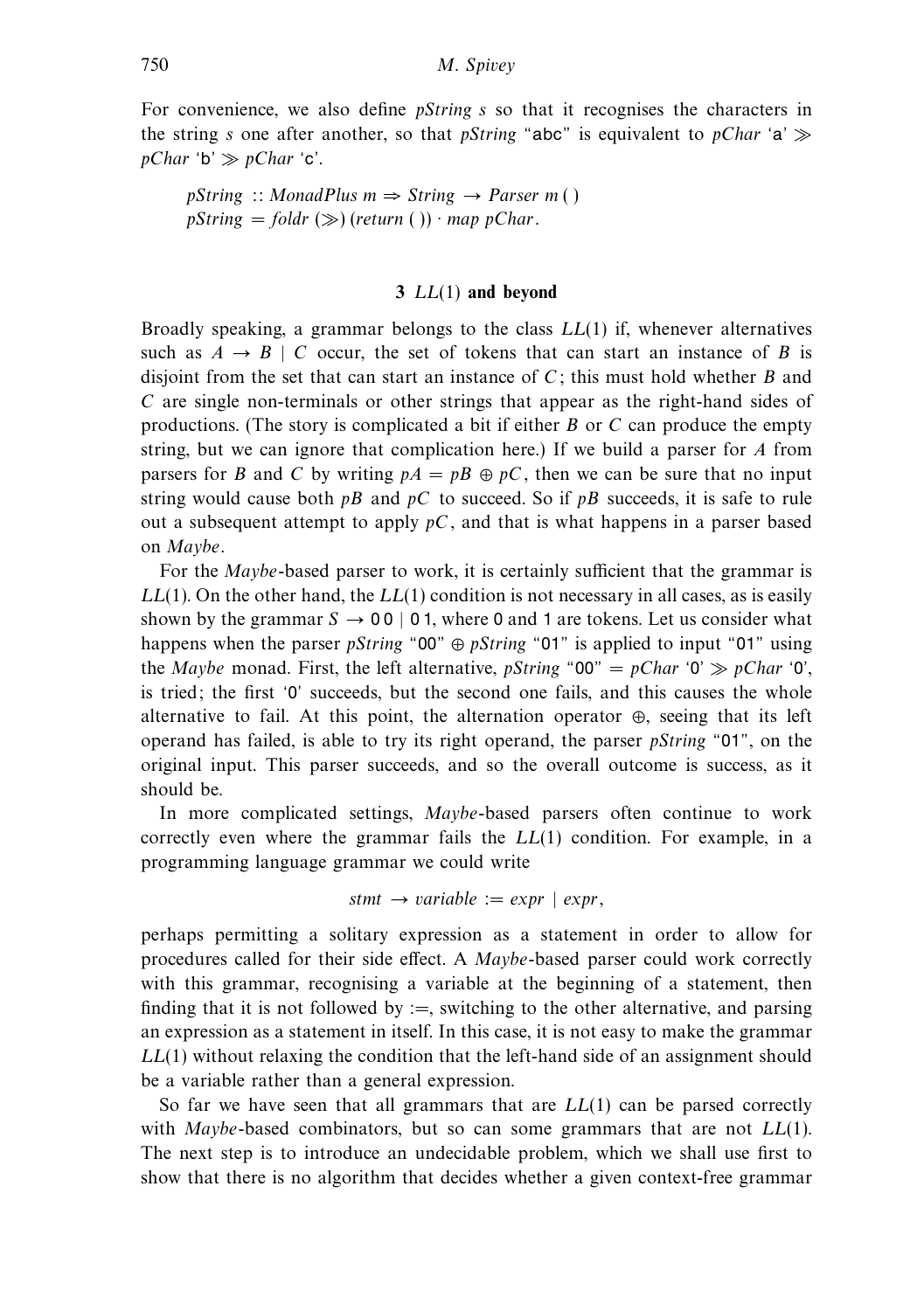For convenience, we also define *pString s* so that it recognises the characters in the string *s* one after another, so that *pString* "abc" is equivalent to *pChar* 'a' $\gg$ *pChar* 'b' $\gg$ *pChar* 'c'.

$$pString :: MonadPlus\ m \Rightarrow String \rightarrow Parser\ m\ ()$$
$$pString = foldr\ (\gg)\ (return\ ())\cdot map\ pChar.$$

## 3 $LL(1)$ and beyond

Broadly speaking, a grammar belongs to the class $LL(1)$ if, whenever alternatives such as $A \rightarrow B \mid C$ occur, the set of tokens that can start an instance of $B$ is disjoint from the set that can start an instance of $C$; this must hold whether $B$ and $C$ are single non-terminals or other strings that appear as the right-hand sides of productions. (The story is complicated a bit if either $B$ or $C$ can produce the empty string, but we can ignore that complication here.) If we build a parser for $A$ from parsers for $B$ and $C$ by writing $pA = pB \oplus pC$, then we can be sure that no input string would cause both $pB$ and $pC$ to succeed. So if $pB$ succeeds, it is safe to rule out a subsequent attempt to apply $pC$, and that is what happens in a parser based on *Maybe*.

For the *Maybe*-based parser to work, it is certainly sufficient that the grammar is $LL(1)$. On the other hand, the $LL(1)$ condition is not necessary in all cases, as is easily shown by the grammar $S \rightarrow 0\,0 \mid 0\,1$, where 0 and 1 are tokens. Let us consider what happens when the parser *pString* "00" $\oplus$ *pString* "01" is applied to input "01" using the *Maybe* monad. First, the left alternative, *pString* "00" = *pChar* '0' $\gg$ *pChar* '0', is tried; the first '0' succeeds, but the second one fails, and this causes the whole alternative to fail. At this point, the alternation operator $\oplus$, seeing that its left operand has failed, is able to try its right operand, the parser *pString* "01", on the original input. This parser succeeds, and so the overall outcome is success, as it should be.

In more complicated settings, *Maybe*-based parsers often continue to work correctly even where the grammar fails the $LL(1)$ condition. For example, in a programming language grammar we could write

$$stmt \rightarrow variable := expr \mid expr,$$

perhaps permitting a solitary expression as a statement in order to allow for procedures called for their side effect. A *Maybe*-based parser could work correctly with this grammar, recognising a variable at the beginning of a statement, then finding that it is not followed by :=, switching to the other alternative, and parsing an expression as a statement in itself. In this case, it is not easy to make the grammar $LL(1)$ without relaxing the condition that the left-hand side of an assignment should be a variable rather than a general expression.

So far we have seen that all grammars that are $LL(1)$ can be parsed correctly with *Maybe*-based combinators, but so can some grammars that are not $LL(1)$. The next step is to introduce an undecidable problem, which we shall use first to show that there is no algorithm that decides whether a given context-free grammar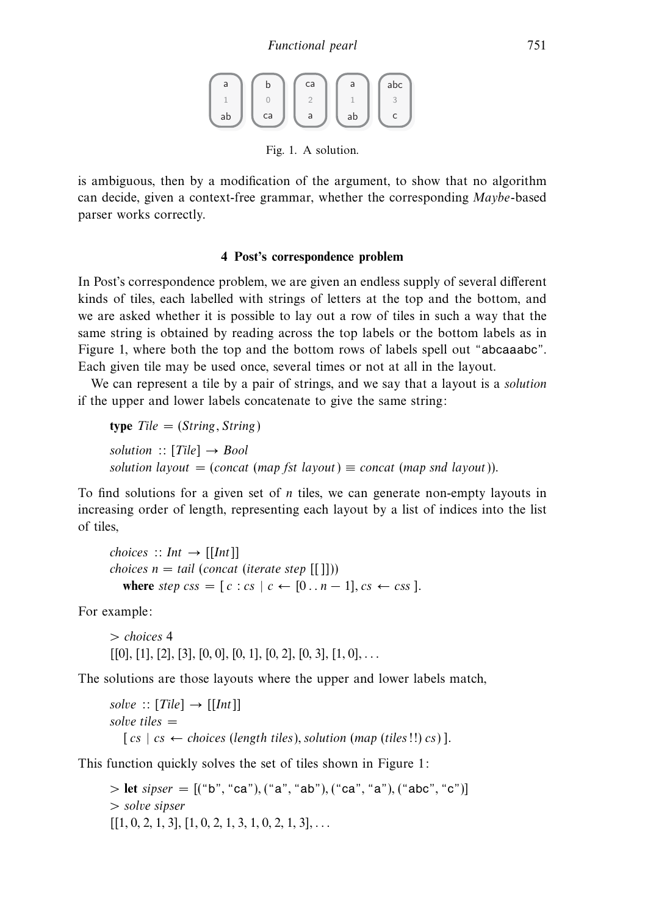Fig. 1. A solution.

is ambiguous, then by a modification of the argument, to show that no algorithm can decide, given a context-free grammar, whether the corresponding *Maybe*-based parser works correctly.

## 4 Post's correspondence problem

In Post's correspondence problem, we are given an endless supply of several different kinds of tiles, each labelled with strings of letters at the top and the bottom, and we are asked whether it is possible to lay out a row of tiles in such a way that the same string is obtained by reading across the top labels or the bottom labels as in Figure 1, where both the top and the bottom rows of labels spell out "abcaaabc". Each given tile may be used once, several times or not at all in the layout.

We can represent a tile by a pair of strings, and we say that a layout is a *solution* if the upper and lower labels concatenate to give the same string:

```
type Tile = (String, String)

solution :: [Tile] → Bool
solution layout = (concat (map fst layout) ≡ concat (map snd layout)).
```

To find solutions for a given set of $n$ tiles, we can generate non-empty layouts in increasing order of length, representing each layout by a list of indices into the list of tiles,

```
choices :: Int → [[Int]]
choices n = tail (concat (iterate step [[ ]]))
  where step css = [ c : cs | c ← [0 . . n − 1], cs ← css ].
```

For example:

```
> choices 4
[[0], [1], [2], [3], [0, 0], [0, 1], [0, 2], [0, 3], [1, 0], . . .
```

The solutions are those layouts where the upper and lower labels match,

```
solve :: [Tile] → [[Int]]
solve tiles =
  [ cs | cs ← choices (length tiles), solution (map (tiles !!) cs) ].
```

This function quickly solves the set of tiles shown in Figure 1:

```
> let sipser = [("b", "ca"), ("a", "ab"), ("ca", "a"), ("abc", "c")]
> solve sipser
[[1, 0, 2, 1, 3], [1, 0, 2, 1, 3, 1, 0, 2, 1, 3], . . .
```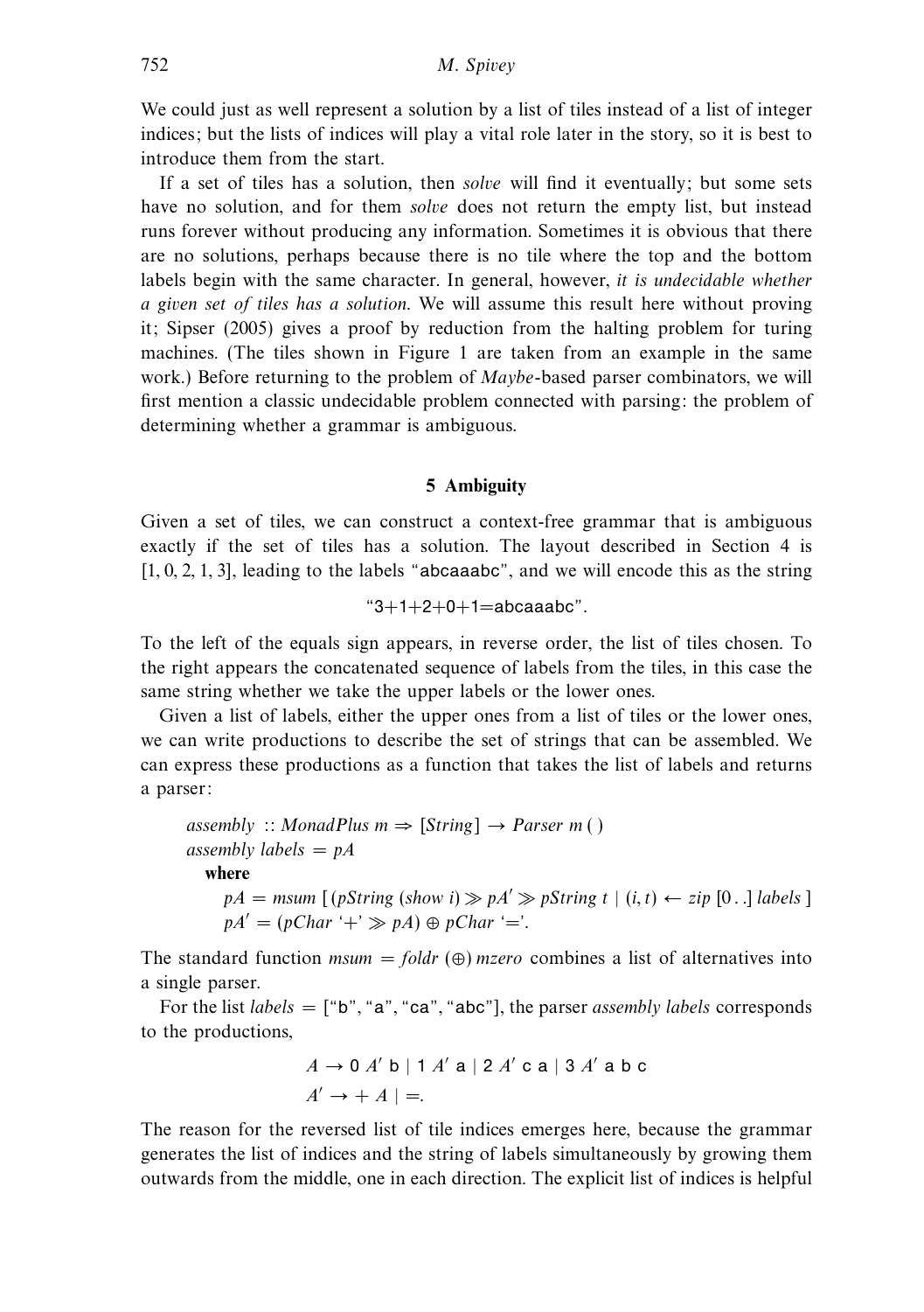We could just as well represent a solution by a list of tiles instead of a list of integer indices; but the lists of indices will play a vital role later in the story, so it is best to introduce them from the start.

If a set of tiles has a solution, then *solve* will find it eventually; but some sets have no solution, and for them *solve* does not return the empty list, but instead runs forever without producing any information. Sometimes it is obvious that there are no solutions, perhaps because there is no tile where the top and the bottom labels begin with the same character. In general, however, *it is undecidable whether a given set of tiles has a solution*. We will assume this result here without proving it; Sipser (2005) gives a proof by reduction from the halting problem for turing machines. (The tiles shown in Figure 1 are taken from an example in the same work.) Before returning to the problem of *Maybe*-based parser combinators, we will first mention a classic undecidable problem connected with parsing: the problem of determining whether a grammar is ambiguous.

## 5 Ambiguity

Given a set of tiles, we can construct a context-free grammar that is ambiguous exactly if the set of tiles has a solution. The layout described in Section 4 is [1, 0, 2, 1, 3], leading to the labels "`abcaaabc`", and we will encode this as the string

$$\text{“}\mathtt{3{+}1{+}2{+}0{+}1{=}abcaaabc}\text{”}.$$

To the left of the equals sign appears, in reverse order, the list of tiles chosen. To the right appears the concatenated sequence of labels from the tiles, in this case the same string whether we take the upper labels or the lower ones.

Given a list of labels, either the upper ones from a list of tiles or the lower ones, we can write productions to describe the set of strings that can be assembled. We can express these productions as a function that takes the list of labels and returns a parser:

```
assembly :: MonadPlus m => [String] -> Parser m ()
assembly labels = pA
  where
    pA = msum [(pString (show i) >> pA' >> pString t | (i, t) <- zip [0 ..] labels]
    pA' = (pChar '+' >> pA) ⊕ pChar '='.
```

The standard function $msum = foldr\ (\oplus)\ mzero$ combines a list of alternatives into a single parser.

For the list *labels* = ["`b`", "`a`", "`ca`", "`abc`"], the parser *assembly labels* corresponds to the productions,

$$A \rightarrow \mathtt{0}\ A'\ \mathtt{b} \mid \mathtt{1}\ A'\ \mathtt{a} \mid \mathtt{2}\ A'\ \mathtt{c}\ \mathtt{a} \mid \mathtt{3}\ A'\ \mathtt{a}\ \mathtt{b}\ \mathtt{c}$$
$$A' \rightarrow +\ A \mid =.$$

The reason for the reversed list of tile indices emerges here, because the grammar generates the list of indices and the string of labels simultaneously by growing them outwards from the middle, one in each direction. The explicit list of indices is helpful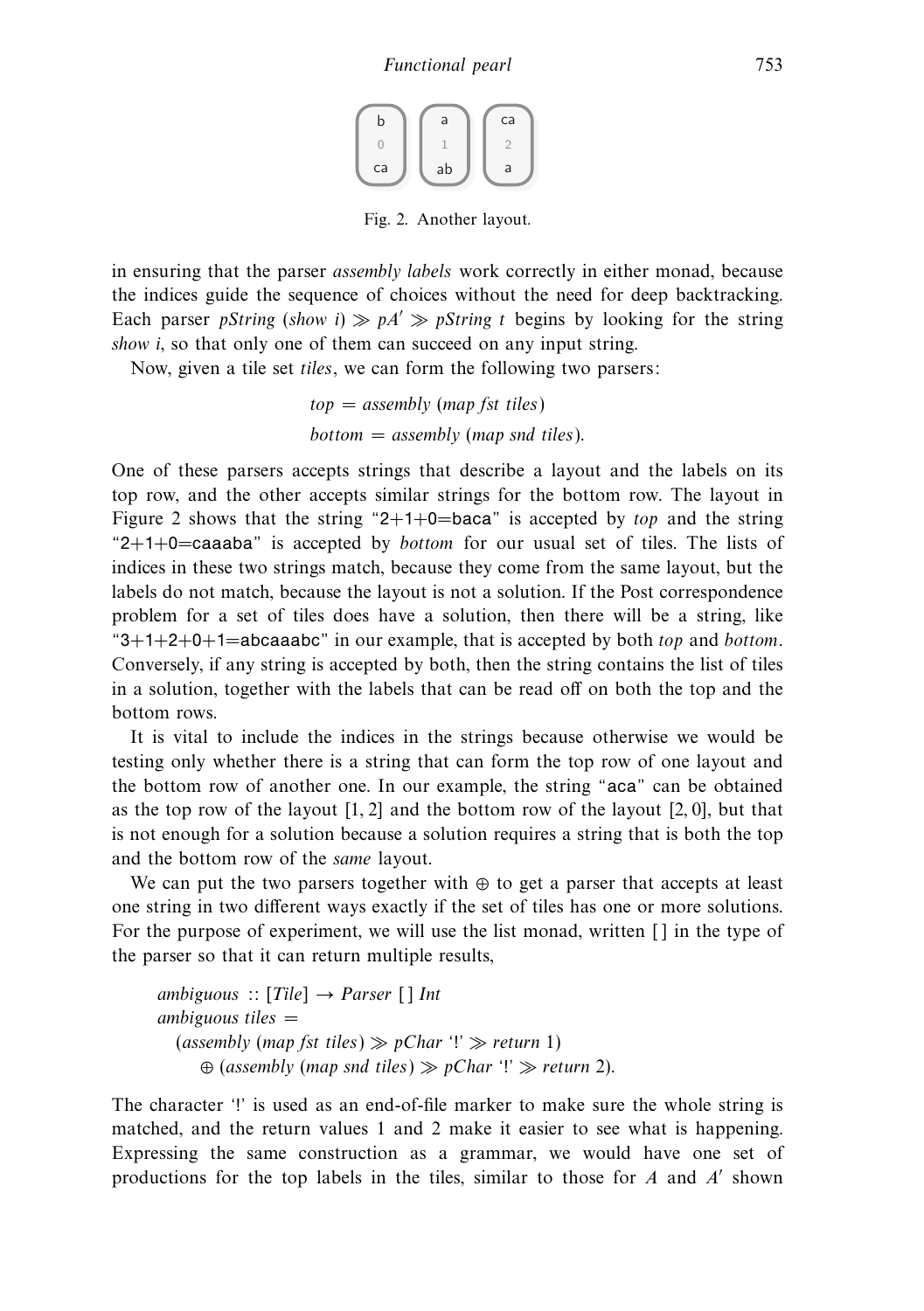| b | a | ca |
|---|---|---|
| 0 | 1 | 2 |
| ca | ab | a |

Fig. 2. Another layout.

in ensuring that the parser *assembly labels* work correctly in either monad, because the indices guide the sequence of choices without the need for deep backtracking. Each parser *pString* (*show i*) $\gg pA' \gg$ *pString t* begins by looking for the string *show i*, so that only one of them can succeed on any input string.

Now, given a tile set *tiles*, we can form the following two parsers:

$$top = assembly\ (map\ fst\ tiles)$$
$$bottom = assembly\ (map\ snd\ tiles).$$

One of these parsers accepts strings that describe a layout and the labels on its top row, and the other accepts similar strings for the bottom row. The layout in Figure 2 shows that the string "2+1+0=baca" is accepted by *top* and the string "2+1+0=caaaba" is accepted by *bottom* for our usual set of tiles. The lists of indices in these two strings match, because they come from the same layout, but the labels do not match, because the layout is not a solution. If the Post correspondence problem for a set of tiles does have a solution, then there will be a string, like "3+1+2+0+1=abcaaabc" in our example, that is accepted by both *top* and *bottom*. Conversely, if any string is accepted by both, then the string contains the list of tiles in a solution, together with the labels that can be read off on both the top and the bottom rows.

It is vital to include the indices in the strings because otherwise we would be testing only whether there is a string that can form the top row of one layout and the bottom row of another one. In our example, the string "aca" can be obtained as the top row of the layout [1, 2] and the bottom row of the layout [2, 0], but that is not enough for a solution because a solution requires a string that is both the top and the bottom row of the *same* layout.

We can put the two parsers together with $\oplus$ to get a parser that accepts at least one string in two different ways exactly if the set of tiles has one or more solutions. For the purpose of experiment, we will use the list monad, written [ ] in the type of the parser so that it can return multiple results,

```
ambiguous :: [Tile] → Parser [ ] Int
ambiguous tiles =
  (assembly (map fst tiles) ≫ pChar '!' ≫ return 1)
     ⊕ (assembly (map snd tiles) ≫ pChar '!' ≫ return 2).
```

The character '!' is used as an end-of-file marker to make sure the whole string is matched, and the return values 1 and 2 make it easier to see what is happening. Expressing the same construction as a grammar, we would have one set of productions for the top labels in the tiles, similar to those for $A$ and $A'$ shown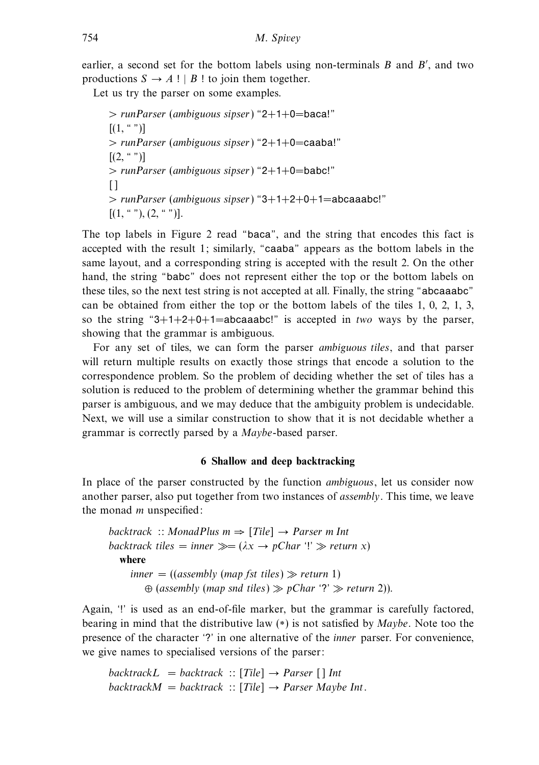earlier, a second set for the bottom labels using non-terminals $B$ and $B'$, and two productions $S \to A\,! \mid B\,!$ to join them together.

Let us try the parser on some examples.

```
> runParser (ambiguous sipser) "2+1+0=baca!"
[(1, "")]
> runParser (ambiguous sipser) "2+1+0=caaba!"
[(2, "")]
> runParser (ambiguous sipser) "2+1+0=babc!"
[]
> runParser (ambiguous sipser) "3+1+2+0+1=abcaaabc!"
[(1, ""), (2, "")].
```

The top labels in Figure 2 read "baca", and the string that encodes this fact is accepted with the result 1; similarly, "caaba" appears as the bottom labels in the same layout, and a corresponding string is accepted with the result 2. On the other hand, the string "babc" does not represent either the top or the bottom labels on these tiles, so the next test string is not accepted at all. Finally, the string "abcaaabc" can be obtained from either the top or the bottom labels of the tiles 1, 0, 2, 1, 3, so the string "3+1+2+0+1=abcaaabc!" is accepted in *two* ways by the parser, showing that the grammar is ambiguous.

For any set of tiles, we can form the parser *ambiguous tiles*, and that parser will return multiple results on exactly those strings that encode a solution to the correspondence problem. So the problem of deciding whether the set of tiles has a solution is reduced to the problem of determining whether the grammar behind this parser is ambiguous, and we may deduce that the ambiguity problem is undecidable. Next, we will use a similar construction to show that it is not decidable whether a grammar is correctly parsed by a *Maybe*-based parser.

## 6 Shallow and deep backtracking

In place of the parser constructed by the function *ambiguous*, let us consider now another parser, also put together from two instances of *assembly*. This time, we leave the monad $m$ unspecified:

```
backtrack :: MonadPlus m ⇒ [Tile] → Parser m Int
backtrack tiles = inner >>= (λx → pChar '!' >> return x)
  where
    inner = ((assembly (map fst tiles) >> return 1)
        ⊕ (assembly (map snd tiles) >> pChar '?' >> return 2)).
```

Again, '!' is used as an end-of-file marker, but the grammar is carefully factored, bearing in mind that the distributive law (∗) is not satisfied by *Maybe*. Note too the presence of the character '?' in one alternative of the *inner* parser. For convenience, we give names to specialised versions of the parser:

```
backtrackL = backtrack :: [Tile] → Parser [ ] Int
backtrackM = backtrack :: [Tile] → Parser Maybe Int.
```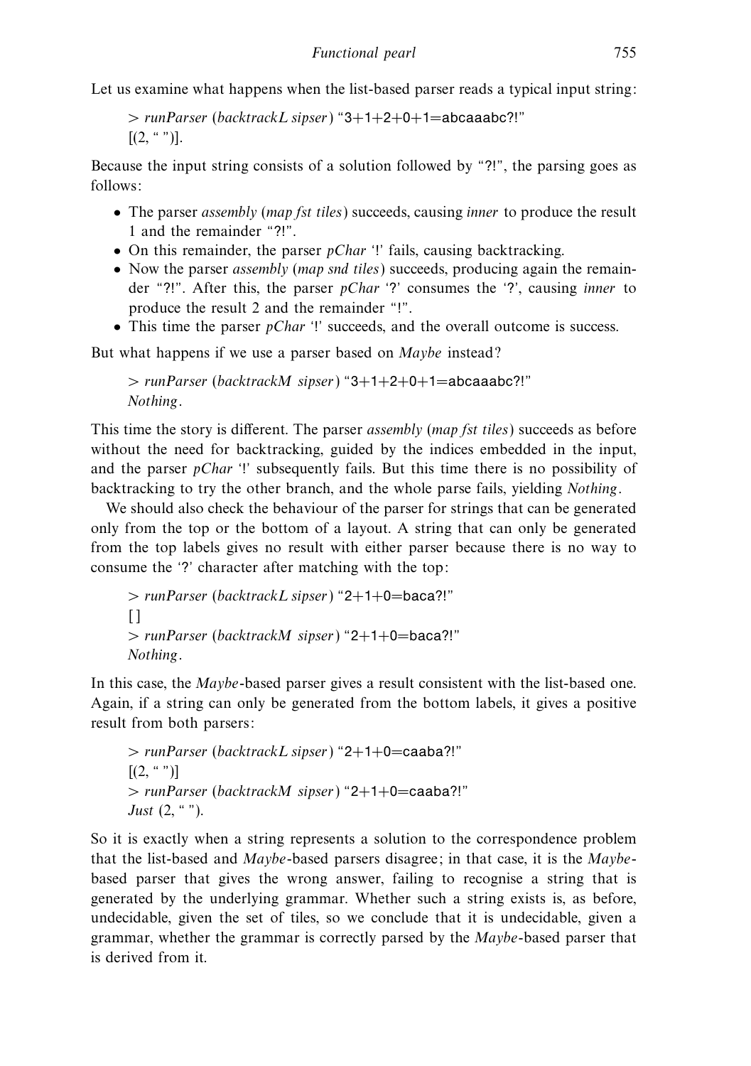Let us examine what happens when the list-based parser reads a typical input string:

```
> runParser (backtrackL sipser) "3+1+2+0+1=abcaaabc?!"
[(2, "")].
```

Because the input string consists of a solution followed by "?!", the parsing goes as follows:

- The parser *assembly* (*map fst tiles*) succeeds, causing *inner* to produce the result 1 and the remainder "?!".
- On this remainder, the parser *pChar* '!' fails, causing backtracking.
- Now the parser *assembly* (*map snd tiles*) succeeds, producing again the remainder "?!". After this, the parser *pChar* '?' consumes the '?', causing *inner* to produce the result 2 and the remainder "!".
- This time the parser *pChar* '!' succeeds, and the overall outcome is success.

But what happens if we use a parser based on *Maybe* instead?

```
> runParser (backtrackM sipser) "3+1+2+0+1=abcaaabc?!"
Nothing.
```

This time the story is different. The parser *assembly* (*map fst tiles*) succeeds as before without the need for backtracking, guided by the indices embedded in the input, and the parser *pChar* '!' subsequently fails. But this time there is no possibility of backtracking to try the other branch, and the whole parse fails, yielding *Nothing*.

We should also check the behaviour of the parser for strings that can be generated only from the top or the bottom of a layout. A string that can only be generated from the top labels gives no result with either parser because there is no way to consume the '?' character after matching with the top:

```
> runParser (backtrackL sipser) "2+1+0=baca?!"
[]
> runParser (backtrackM sipser) "2+1+0=baca?!"
Nothing.
```

In this case, the *Maybe*-based parser gives a result consistent with the list-based one. Again, if a string can only be generated from the bottom labels, it gives a positive result from both parsers:

```
> runParser (backtrackL sipser) "2+1+0=caaba?!"
[(2, "")]
> runParser (backtrackM sipser) "2+1+0=caaba?!"
Just (2, "").
```

So it is exactly when a string represents a solution to the correspondence problem that the list-based and *Maybe*-based parsers disagree; in that case, it is the *Maybe*-based parser that gives the wrong answer, failing to recognise a string that is generated by the underlying grammar. Whether such a string exists is, as before, undecidable, given the set of tiles, so we conclude that it is undecidable, given a grammar, whether the grammar is correctly parsed by the *Maybe*-based parser that is derived from it.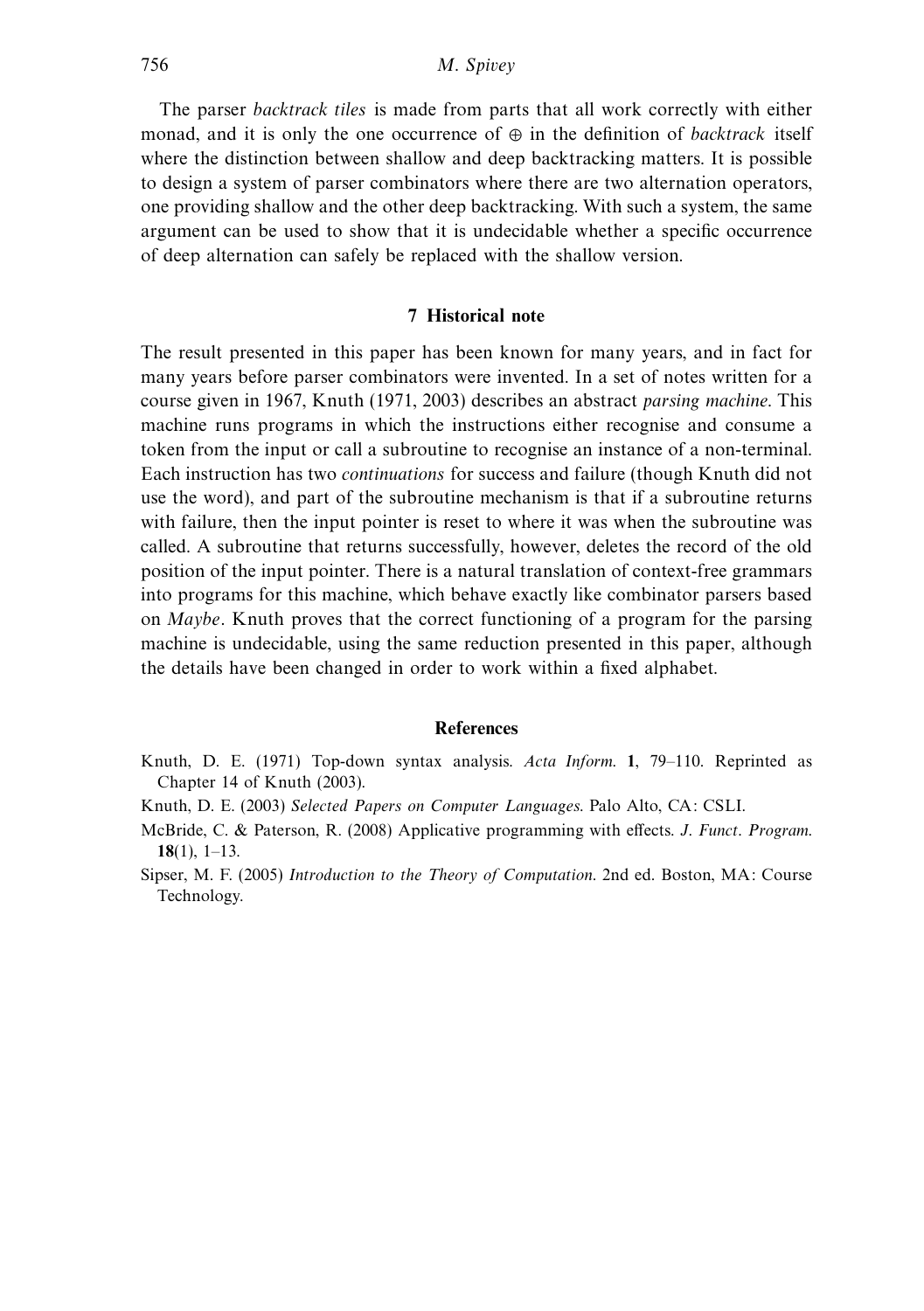The parser *backtrack tiles* is made from parts that all work correctly with either monad, and it is only the one occurrence of $\oplus$ in the definition of *backtrack* itself where the distinction between shallow and deep backtracking matters. It is possible to design a system of parser combinators where there are two alternation operators, one providing shallow and the other deep backtracking. With such a system, the same argument can be used to show that it is undecidable whether a specific occurrence of deep alternation can safely be replaced with the shallow version.

## 7 Historical note

The result presented in this paper has been known for many years, and in fact for many years before parser combinators were invented. In a set of notes written for a course given in 1967, Knuth (1971, 2003) describes an abstract *parsing machine*. This machine runs programs in which the instructions either recognise and consume a token from the input or call a subroutine to recognise an instance of a non-terminal. Each instruction has two *continuations* for success and failure (though Knuth did not use the word), and part of the subroutine mechanism is that if a subroutine returns with failure, then the input pointer is reset to where it was when the subroutine was called. A subroutine that returns successfully, however, deletes the record of the old position of the input pointer. There is a natural translation of context-free grammars into programs for this machine, which behave exactly like combinator parsers based on *Maybe*. Knuth proves that the correct functioning of a program for the parsing machine is undecidable, using the same reduction presented in this paper, although the details have been changed in order to work within a fixed alphabet.

## References

Knuth, D. E. (1971) Top-down syntax analysis. *Acta Inform.* **1**, 79–110. Reprinted as Chapter 14 of Knuth (2003).

Knuth, D. E. (2003) *Selected Papers on Computer Languages*. Palo Alto, CA: CSLI.

McBride, C. & Paterson, R. (2008) Applicative programming with effects. *J. Funct. Program.* **18**(1), 1–13.

Sipser, M. F. (2005) *Introduction to the Theory of Computation*. 2nd ed. Boston, MA: Course Technology.